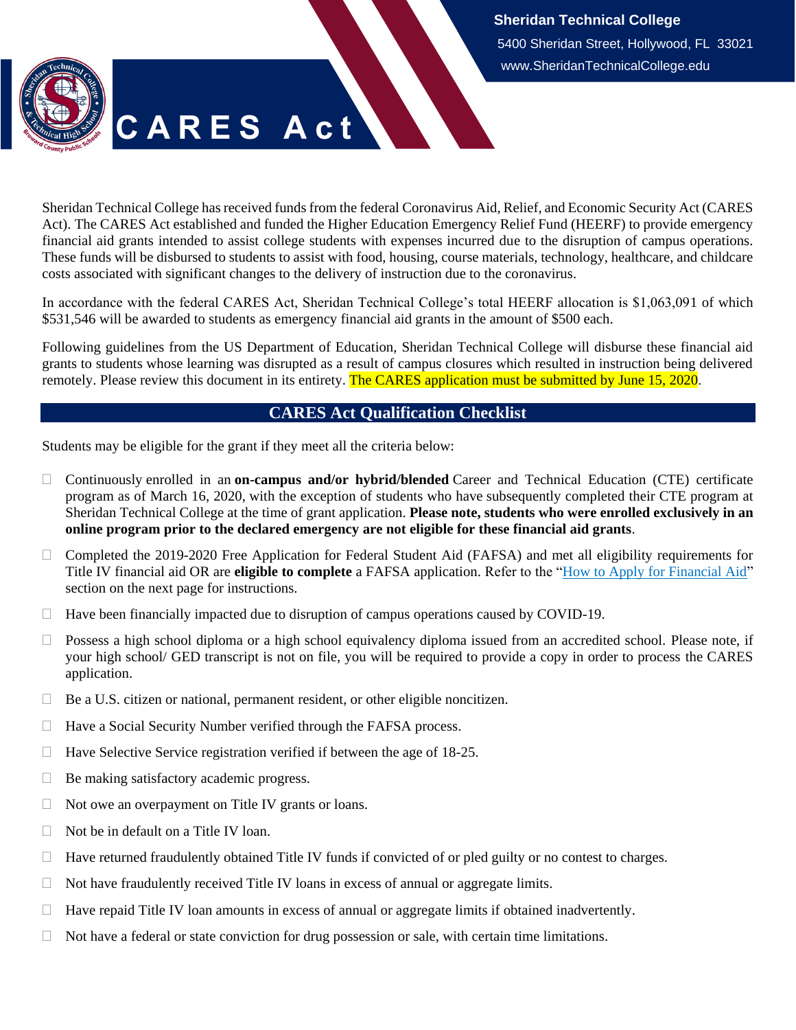**Sheridan Technical College**
5400 Sheridan Street, Hollywood, FL 33021
www.SheridanTechnicalCollege.edu

# CARES Act

Sheridan Technical College has received funds from the federal Coronavirus Aid, Relief, and Economic Security Act (CARES Act). The CARES Act established and funded the Higher Education Emergency Relief Fund (HEERF) to provide emergency financial aid grants intended to assist college students with expenses incurred due to the disruption of campus operations. These funds will be disbursed to students to assist with food, housing, course materials, technology, healthcare, and childcare costs associated with significant changes to the delivery of instruction due to the coronavirus.

In accordance with the federal CARES Act, Sheridan Technical College's total HEERF allocation is $1,063,091 of which $531,546 will be awarded to students as emergency financial aid grants in the amount of $500 each.

Following guidelines from the US Department of Education, Sheridan Technical College will disburse these financial aid grants to students whose learning was disrupted as a result of campus closures which resulted in instruction being delivered remotely. Please review this document in its entirety. The CARES application must be submitted by June 15, 2020.

## CARES Act Qualification Checklist

Students may be eligible for the grant if they meet all the criteria below:

- ☐ Continuously enrolled in an **on-campus and/or hybrid/blended** Career and Technical Education (CTE) certificate program as of March 16, 2020, with the exception of students who have subsequently completed their CTE program at Sheridan Technical College at the time of grant application. **Please note, students who were enrolled exclusively in an online program prior to the declared emergency are not eligible for these financial aid grants**.
- ☐ Completed the 2019-2020 Free Application for Federal Student Aid (FAFSA) and met all eligibility requirements for Title IV financial aid OR are **eligible to complete** a FAFSA application. Refer to the "How to Apply for Financial Aid" section on the next page for instructions.
- ☐ Have been financially impacted due to disruption of campus operations caused by COVID-19.
- ☐ Possess a high school diploma or a high school equivalency diploma issued from an accredited school. Please note, if your high school/ GED transcript is not on file, you will be required to provide a copy in order to process the CARES application.
- ☐ Be a U.S. citizen or national, permanent resident, or other eligible noncitizen.
- ☐ Have a Social Security Number verified through the FAFSA process.
- ☐ Have Selective Service registration verified if between the age of 18-25.
- ☐ Be making satisfactory academic progress.
- ☐ Not owe an overpayment on Title IV grants or loans.
- ☐ Not be in default on a Title IV loan.
- ☐ Have returned fraudulently obtained Title IV funds if convicted of or pled guilty or no contest to charges.
- ☐ Not have fraudulently received Title IV loans in excess of annual or aggregate limits.
- ☐ Have repaid Title IV loan amounts in excess of annual or aggregate limits if obtained inadvertently.
- ☐ Not have a federal or state conviction for drug possession or sale, with certain time limitations.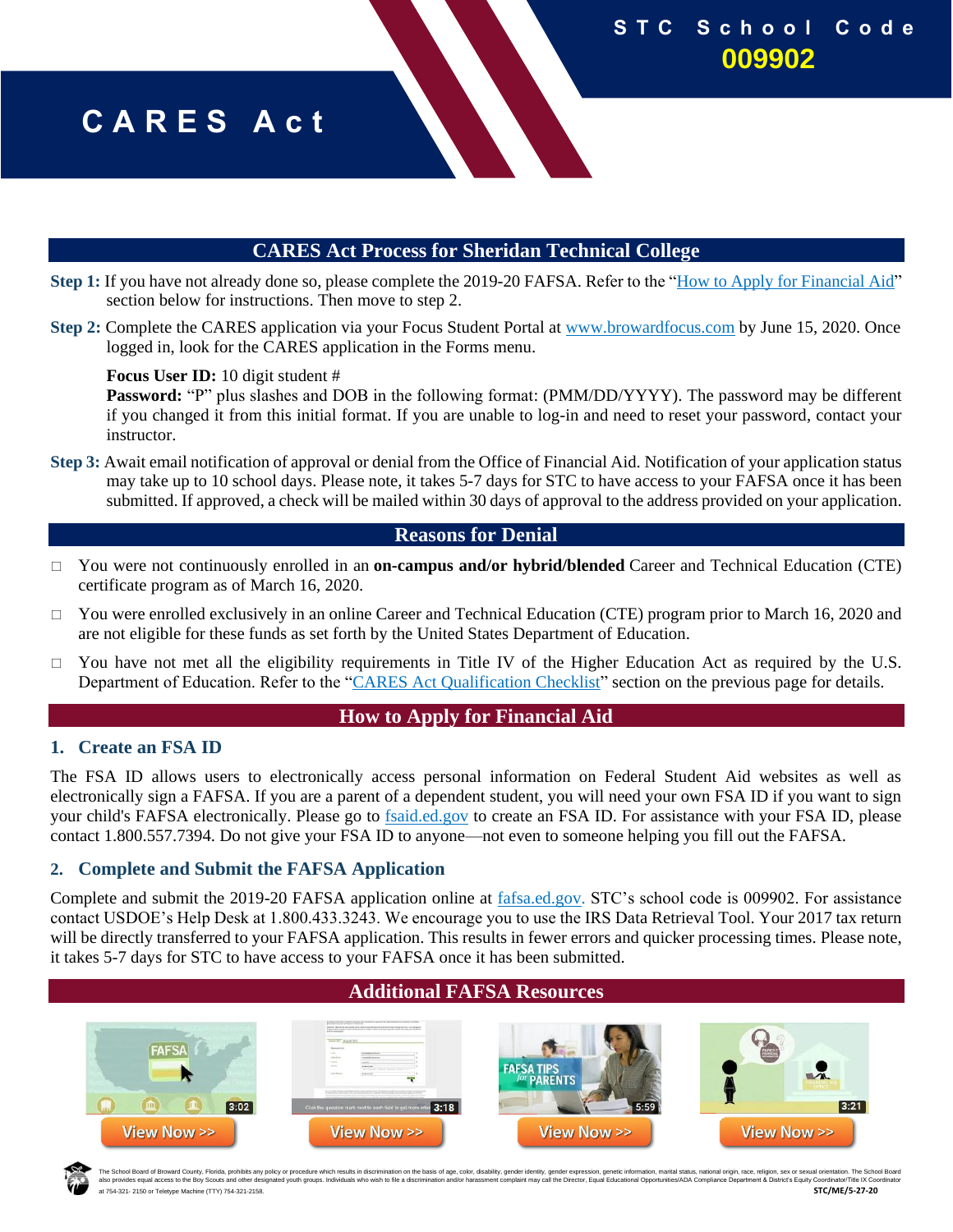STC School Code **009902**

# CARES Act

## CARES Act Process for Sheridan Technical College

**Step 1:** If you have not already done so, please complete the 2019-20 FAFSA. Refer to the "How to Apply for Financial Aid" section below for instructions. Then move to step 2.

**Step 2:** Complete the CARES application via your Focus Student Portal at www.browardfocus.com by June 15, 2020. Once logged in, look for the CARES application in the Forms menu.

**Focus User ID:** 10 digit student #
**Password:** "P" plus slashes and DOB in the following format: (PMM/DD/YYYY). The password may be different if you changed it from this initial format. If you are unable to log-in and need to reset your password, contact your instructor.

**Step 3:** Await email notification of approval or denial from the Office of Financial Aid. Notification of your application status may take up to 10 school days. Please note, it takes 5-7 days for STC to have access to your FAFSA once it has been submitted. If approved, a check will be mailed within 30 days of approval to the address provided on your application.

## Reasons for Denial

- ☐ You were not continuously enrolled in an **on-campus and/or hybrid/blended** Career and Technical Education (CTE) certificate program as of March 16, 2020.
- ☐ You were enrolled exclusively in an online Career and Technical Education (CTE) program prior to March 16, 2020 and are not eligible for these funds as set forth by the United States Department of Education.
- ☐ You have not met all the eligibility requirements in Title IV of the Higher Education Act as required by the U.S. Department of Education. Refer to the "CARES Act Qualification Checklist" section on the previous page for details.

## How to Apply for Financial Aid

### 1. Create an FSA ID

The FSA ID allows users to electronically access personal information on Federal Student Aid websites as well as electronically sign a FAFSA. If you are a parent of a dependent student, you will need your own FSA ID if you want to sign your child's FAFSA electronically. Please go to fsaid.ed.gov to create an FSA ID. For assistance with your FSA ID, please contact 1.800.557.7394. Do not give your FSA ID to anyone—not even to someone helping you fill out the FAFSA.

### 2. Complete and Submit the FAFSA Application

Complete and submit the 2019-20 FAFSA application online at fafsa.ed.gov. STC's school code is 009902. For assistance contact USDOE's Help Desk at 1.800.433.3243. We encourage you to use the IRS Data Retrieval Tool. Your 2017 tax return will be directly transferred to your FAFSA application. This results in fewer errors and quicker processing times. Please note, it takes 5-7 days for STC to have access to your FAFSA once it has been submitted.

## Additional FAFSA Resources

3:02 View Now >>

3:18 View Now >>

5:59 View Now >>

3:21 View Now >>

The School Board of Broward County, Florida, prohibits any policy or procedure which results in discrimination on the basis of age, color, disability, gender identity, gender expression, genetic information, marital status, national origin, race, religion, sex or sexual orientation. The School Board also provides equal access to the Boy Scouts and other designated youth groups. Individuals who wish to file a discrimination and/or harassment complaint may call the Director, Equal Educational Opportunities/ADA Compliance Department & District's Equity Coordinator/Title IX Coordinator at 754-321- 2150 or Teletype Machine (TTY) 754-321-2158.

STC/ME/5-27-20